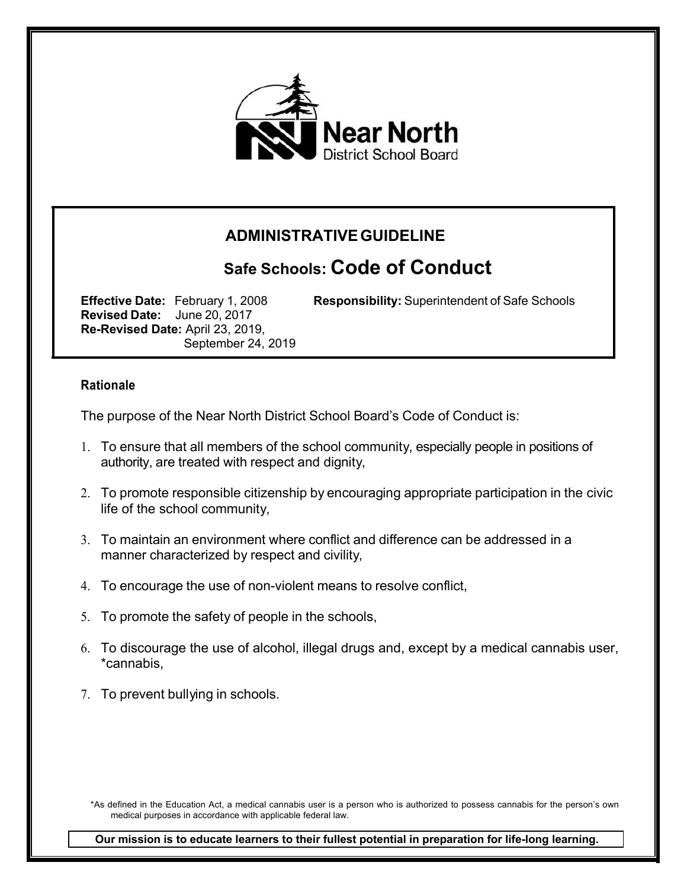Near North District School Board

## ADMINISTRATIVE GUIDELINE

# Safe Schools: Code of Conduct

**Effective Date:** February 1, 2008
**Revised Date:** June 20, 2017
**Re-Revised Date:** April 23, 2019, September 24, 2019

**Responsibility:** Superintendent of Safe Schools

### Rationale

The purpose of the Near North District School Board's Code of Conduct is:

1. To ensure that all members of the school community, especially people in positions of authority, are treated with respect and dignity,
2. To promote responsible citizenship by encouraging appropriate participation in the civic life of the school community,
3. To maintain an environment where conflict and difference can be addressed in a manner characterized by respect and civility,
4. To encourage the use of non-violent means to resolve conflict,
5. To promote the safety of people in the schools,
6. To discourage the use of alcohol, illegal drugs and, except by a medical cannabis user, *cannabis,
7. To prevent bullying in schools.

*As defined in the Education Act, a medical cannabis user is a person who is authorized to possess cannabis for the person's own medical purposes in accordance with applicable federal law.

**Our mission is to educate learners to their fullest potential in preparation for life-long learning.**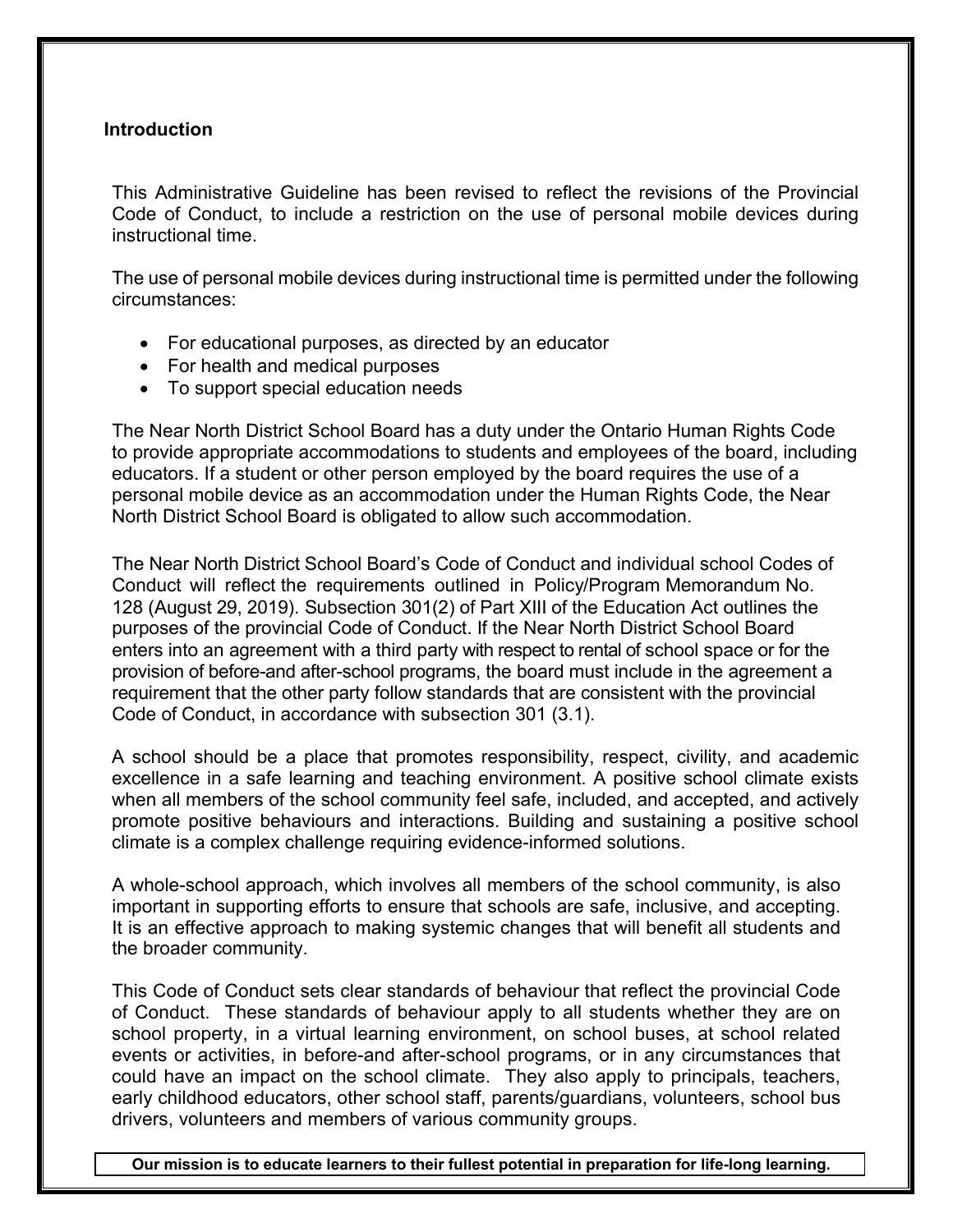## Introduction

This Administrative Guideline has been revised to reflect the revisions of the Provincial Code of Conduct, to include a restriction on the use of personal mobile devices during instructional time.

The use of personal mobile devices during instructional time is permitted under the following circumstances:

- For educational purposes, as directed by an educator
- For health and medical purposes
- To support special education needs

The Near North District School Board has a duty under the Ontario Human Rights Code to provide appropriate accommodations to students and employees of the board, including educators. If a student or other person employed by the board requires the use of a personal mobile device as an accommodation under the Human Rights Code, the Near North District School Board is obligated to allow such accommodation.

The Near North District School Board's Code of Conduct and individual school Codes of Conduct will reflect the requirements outlined in Policy/Program Memorandum No. 128 (August 29, 2019). Subsection 301(2) of Part XIII of the Education Act outlines the purposes of the provincial Code of Conduct. If the Near North District School Board enters into an agreement with a third party with respect to rental of school space or for the provision of before-and after-school programs, the board must include in the agreement a requirement that the other party follow standards that are consistent with the provincial Code of Conduct, in accordance with subsection 301 (3.1).

A school should be a place that promotes responsibility, respect, civility, and academic excellence in a safe learning and teaching environment. A positive school climate exists when all members of the school community feel safe, included, and accepted, and actively promote positive behaviours and interactions. Building and sustaining a positive school climate is a complex challenge requiring evidence-informed solutions.

A whole-school approach, which involves all members of the school community, is also important in supporting efforts to ensure that schools are safe, inclusive, and accepting. It is an effective approach to making systemic changes that will benefit all students and the broader community.

This Code of Conduct sets clear standards of behaviour that reflect the provincial Code of Conduct. These standards of behaviour apply to all students whether they are on school property, in a virtual learning environment, on school buses, at school related events or activities, in before-and after-school programs, or in any circumstances that could have an impact on the school climate. They also apply to principals, teachers, early childhood educators, other school staff, parents/guardians, volunteers, school bus drivers, volunteers and members of various community groups.

**Our mission is to educate learners to their fullest potential in preparation for life-long learning.**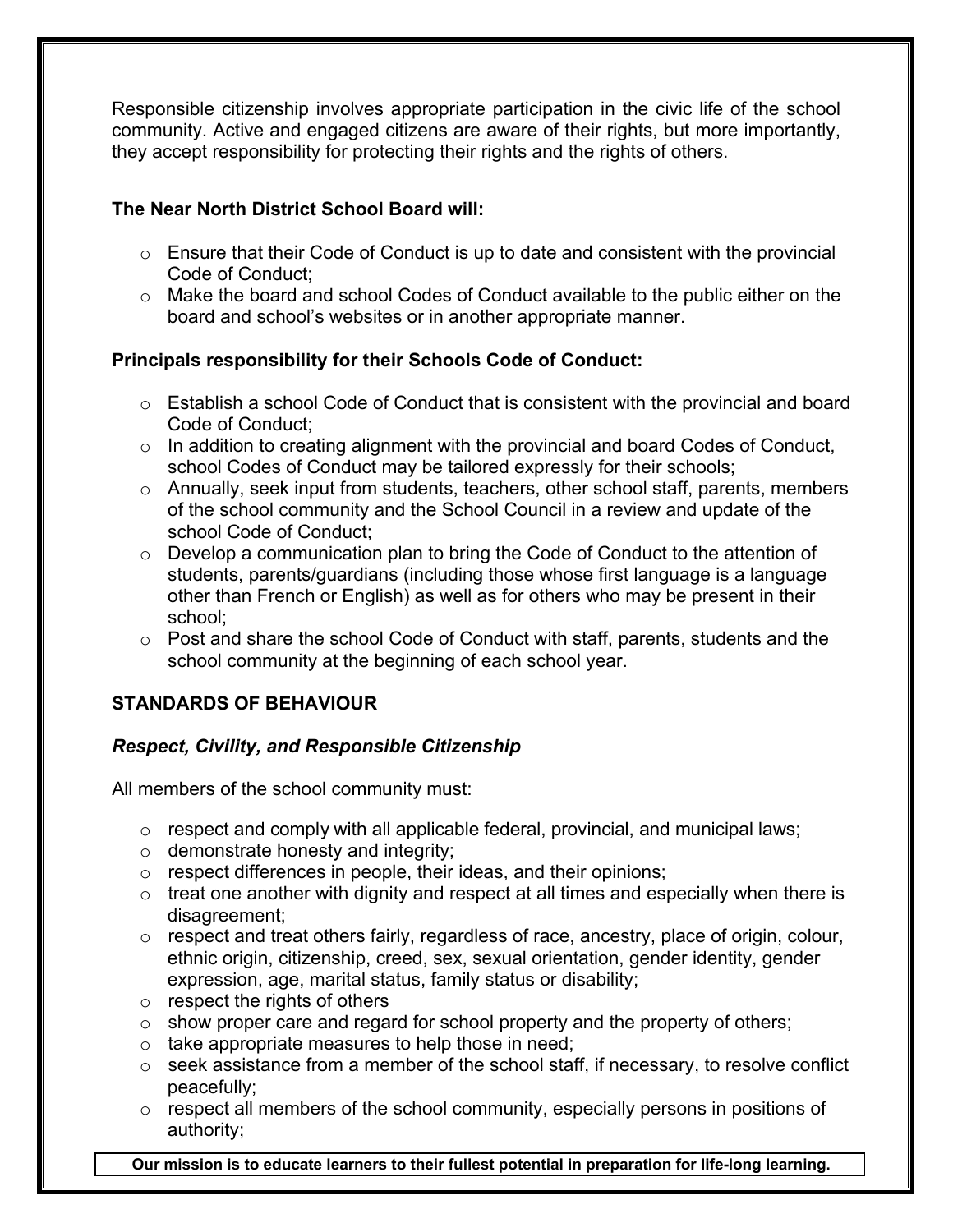Responsible citizenship involves appropriate participation in the civic life of the school community. Active and engaged citizens are aware of their rights, but more importantly, they accept responsibility for protecting their rights and the rights of others.

**The Near North District School Board will:**

- Ensure that their Code of Conduct is up to date and consistent with the provincial Code of Conduct;
- Make the board and school Codes of Conduct available to the public either on the board and school's websites or in another appropriate manner.

**Principals responsibility for their Schools Code of Conduct:**

- Establish a school Code of Conduct that is consistent with the provincial and board Code of Conduct;
- In addition to creating alignment with the provincial and board Codes of Conduct, school Codes of Conduct may be tailored expressly for their schools;
- Annually, seek input from students, teachers, other school staff, parents, members of the school community and the School Council in a review and update of the school Code of Conduct;
- Develop a communication plan to bring the Code of Conduct to the attention of students, parents/guardians (including those whose first language is a language other than French or English) as well as for others who may be present in their school;
- Post and share the school Code of Conduct with staff, parents, students and the school community at the beginning of each school year.

## STANDARDS OF BEHAVIOUR

### *Respect, Civility, and Responsible Citizenship*

All members of the school community must:

- respect and comply with all applicable federal, provincial, and municipal laws;
- demonstrate honesty and integrity;
- respect differences in people, their ideas, and their opinions;
- treat one another with dignity and respect at all times and especially when there is disagreement;
- respect and treat others fairly, regardless of race, ancestry, place of origin, colour, ethnic origin, citizenship, creed, sex, sexual orientation, gender identity, gender expression, age, marital status, family status or disability;
- respect the rights of others
- show proper care and regard for school property and the property of others;
- take appropriate measures to help those in need;
- seek assistance from a member of the school staff, if necessary, to resolve conflict peacefully;
- respect all members of the school community, especially persons in positions of authority;

**Our mission is to educate learners to their fullest potential in preparation for life-long learning.**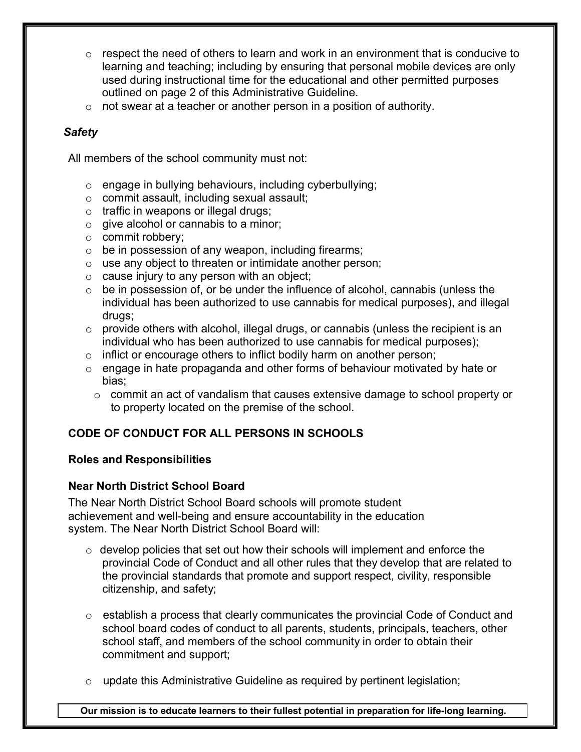- respect the need of others to learn and work in an environment that is conducive to learning and teaching; including by ensuring that personal mobile devices are only used during instructional time for the educational and other permitted purposes outlined on page 2 of this Administrative Guideline.
- not swear at a teacher or another person in a position of authority.

***Safety***

All members of the school community must not:

- engage in bullying behaviours, including cyberbullying;
- commit assault, including sexual assault;
- traffic in weapons or illegal drugs;
- give alcohol or cannabis to a minor;
- commit robbery;
- be in possession of any weapon, including firearms;
- use any object to threaten or intimidate another person;
- cause injury to any person with an object;
- be in possession of, or be under the influence of alcohol, cannabis (unless the individual has been authorized to use cannabis for medical purposes), and illegal drugs;
- provide others with alcohol, illegal drugs, or cannabis (unless the recipient is an individual who has been authorized to use cannabis for medical purposes);
- inflict or encourage others to inflict bodily harm on another person;
- engage in hate propaganda and other forms of behaviour motivated by hate or bias;
- commit an act of vandalism that causes extensive damage to school property or to property located on the premise of the school.

**CODE OF CONDUCT FOR ALL PERSONS IN SCHOOLS**

**Roles and Responsibilities**

**Near North District School Board**

The Near North District School Board schools will promote student achievement and well-being and ensure accountability in the education system. The Near North District School Board will:

- develop policies that set out how their schools will implement and enforce the provincial Code of Conduct and all other rules that they develop that are related to the provincial standards that promote and support respect, civility, responsible citizenship, and safety;

- establish a process that clearly communicates the provincial Code of Conduct and school board codes of conduct to all parents, students, principals, teachers, other school staff, and members of the school community in order to obtain their commitment and support;

- update this Administrative Guideline as required by pertinent legislation;

**Our mission is to educate learners to their fullest potential in preparation for life-long learning.**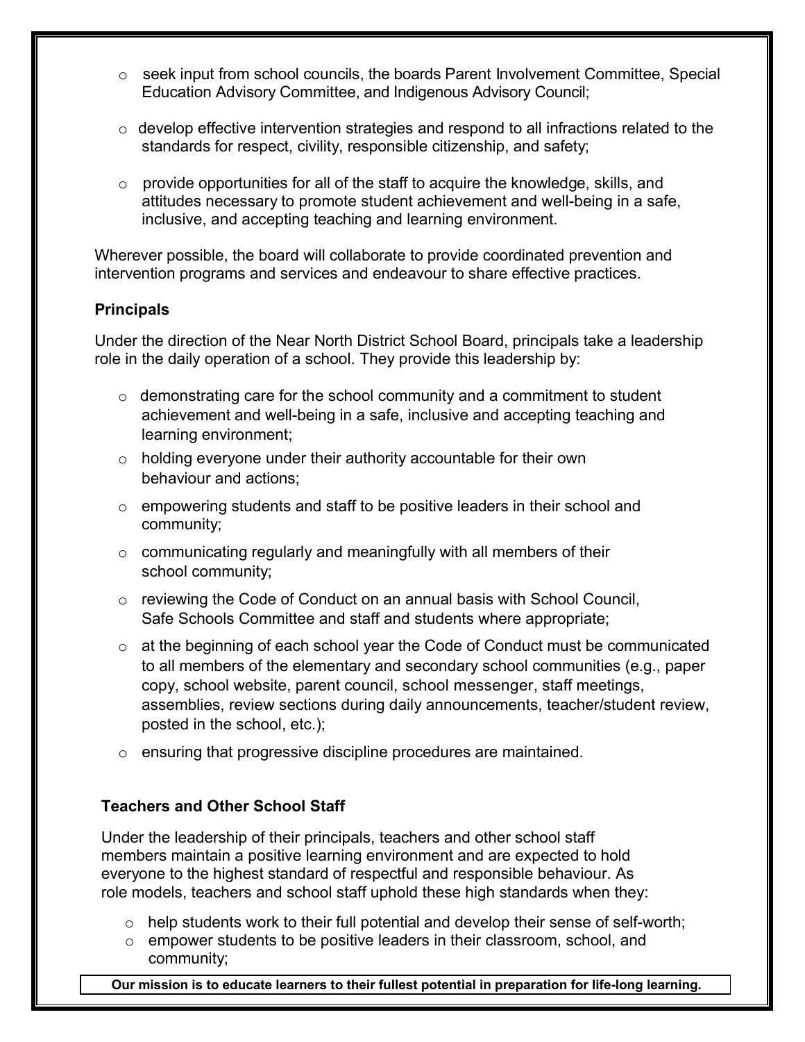- seek input from school councils, the boards Parent Involvement Committee, Special Education Advisory Committee, and Indigenous Advisory Council;
- develop effective intervention strategies and respond to all infractions related to the standards for respect, civility, responsible citizenship, and safety;
- provide opportunities for all of the staff to acquire the knowledge, skills, and attitudes necessary to promote student achievement and well-being in a safe, inclusive, and accepting teaching and learning environment.

Wherever possible, the board will collaborate to provide coordinated prevention and intervention programs and services and endeavour to share effective practices.

**Principals**

Under the direction of the Near North District School Board, principals take a leadership role in the daily operation of a school. They provide this leadership by:

- demonstrating care for the school community and a commitment to student achievement and well-being in a safe, inclusive and accepting teaching and learning environment;
- holding everyone under their authority accountable for their own behaviour and actions;
- empowering students and staff to be positive leaders in their school and community;
- communicating regularly and meaningfully with all members of their school community;
- reviewing the Code of Conduct on an annual basis with School Council, Safe Schools Committee and staff and students where appropriate;
- at the beginning of each school year the Code of Conduct must be communicated to all members of the elementary and secondary school communities (e.g., paper copy, school website, parent council, school messenger, staff meetings, assemblies, review sections during daily announcements, teacher/student review, posted in the school, etc.);
- ensuring that progressive discipline procedures are maintained.

**Teachers and Other School Staff**

Under the leadership of their principals, teachers and other school staff members maintain a positive learning environment and are expected to hold everyone to the highest standard of respectful and responsible behaviour. As role models, teachers and school staff uphold these high standards when they:

- help students work to their full potential and develop their sense of self-worth;
- empower students to be positive leaders in their classroom, school, and community;

**Our mission is to educate learners to their fullest potential in preparation for life-long learning.**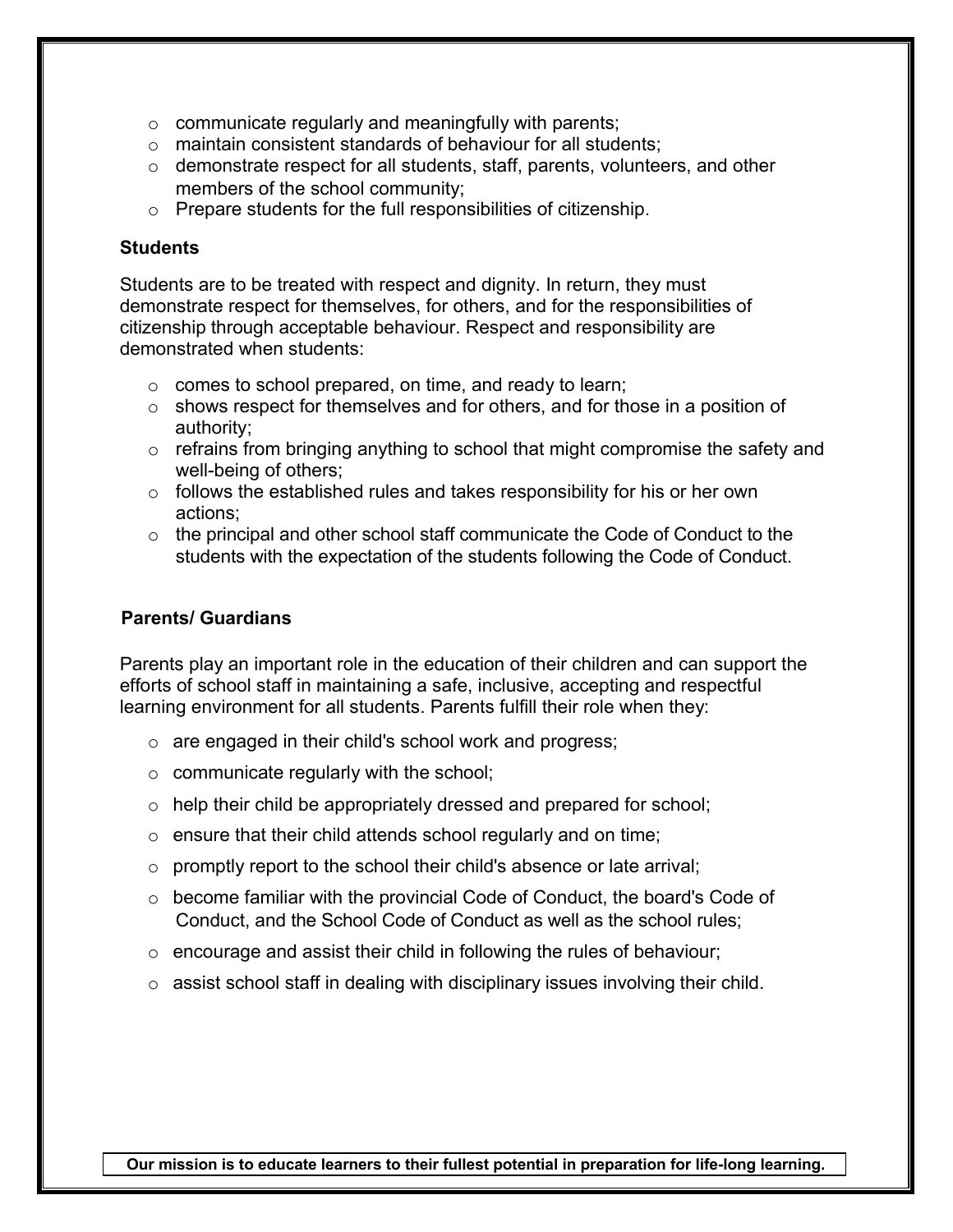- communicate regularly and meaningfully with parents;
- maintain consistent standards of behaviour for all students;
- demonstrate respect for all students, staff, parents, volunteers, and other members of the school community;
- Prepare students for the full responsibilities of citizenship.

**Students**

Students are to be treated with respect and dignity. In return, they must demonstrate respect for themselves, for others, and for the responsibilities of citizenship through acceptable behaviour. Respect and responsibility are demonstrated when students:

- comes to school prepared, on time, and ready to learn;
- shows respect for themselves and for others, and for those in a position of authority;
- refrains from bringing anything to school that might compromise the safety and well-being of others;
- follows the established rules and takes responsibility for his or her own actions;
- the principal and other school staff communicate the Code of Conduct to the students with the expectation of the students following the Code of Conduct.

**Parents/ Guardians**

Parents play an important role in the education of their children and can support the efforts of school staff in maintaining a safe, inclusive, accepting and respectful learning environment for all students. Parents fulfill their role when they:

- are engaged in their child's school work and progress;
- communicate regularly with the school;
- help their child be appropriately dressed and prepared for school;
- ensure that their child attends school regularly and on time;
- promptly report to the school their child's absence or late arrival;
- become familiar with the provincial Code of Conduct, the board's Code of Conduct, and the School Code of Conduct as well as the school rules;
- encourage and assist their child in following the rules of behaviour;
- assist school staff in dealing with disciplinary issues involving their child.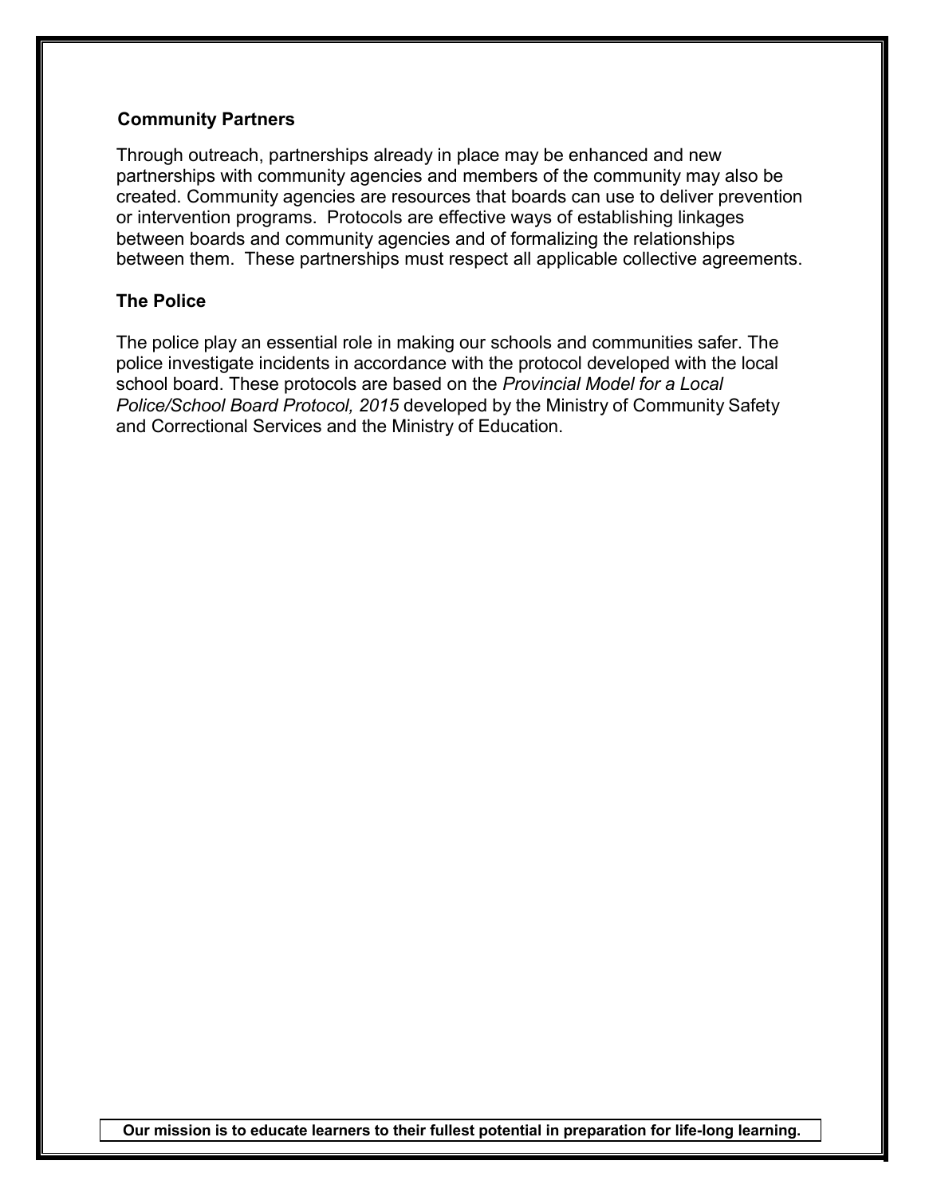**Community Partners**

Through outreach, partnerships already in place may be enhanced and new partnerships with community agencies and members of the community may also be created. Community agencies are resources that boards can use to deliver prevention or intervention programs. Protocols are effective ways of establishing linkages between boards and community agencies and of formalizing the relationships between them. These partnerships must respect all applicable collective agreements.

**The Police**

The police play an essential role in making our schools and communities safer. The police investigate incidents in accordance with the protocol developed with the local school board. These protocols are based on the *Provincial Model for a Local Police/School Board Protocol, 2015* developed by the Ministry of Community Safety and Correctional Services and the Ministry of Education.

**Our mission is to educate learners to their fullest potential in preparation for life-long learning.**